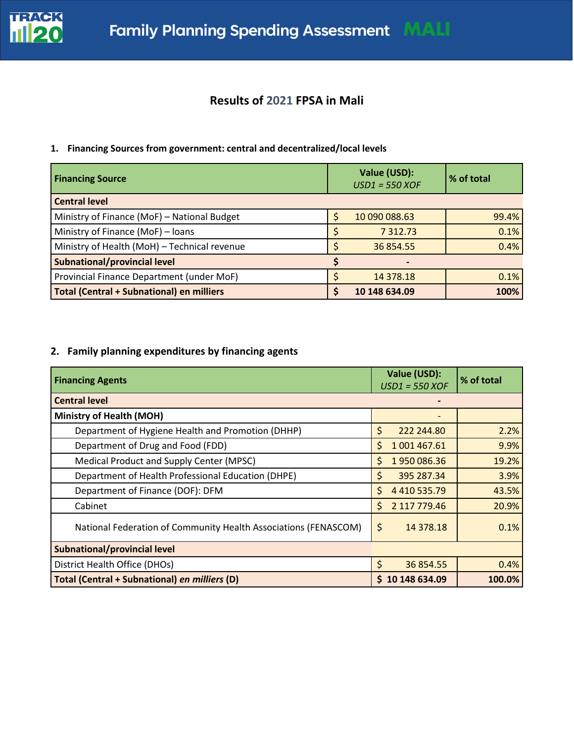# Family Planning Spending Assessment MALI

## Results of 2021 FPSA in Mali

### 1. Financing Sources from government: central and decentralized/local levels

| Financing Source | Value (USD): *USD1 = 550 XOF* | % of total |
|---|---|---|
| **Central level** | | |
| Ministry of Finance (MoF) – National Budget | $ 10 090 088.63 | 99.4% |
| Ministry of Finance (MoF) – loans | $ 7 312.73 | 0.1% |
| Ministry of Health (MoH) – Technical revenue | $ 36 854.55 | 0.4% |
| **Subnational/provincial level** | $ - | |
| Provincial Finance Department (under MoF) | $ 14 378.18 | 0.1% |
| **Total (Central + Subnational) en milliers** | **$ 10 148 634.09** | **100%** |

### 2. Family planning expenditures by financing agents

| Financing Agents | Value (USD): *USD1 = 550 XOF* | % of total |
|---|---|---|
| **Central level** | - | |
| **Ministry of Health (MOH)** | - | |
| Department of Hygiene Health and Promotion (DHHP) | $ 222 244.80 | 2.2% |
| Department of Drug and Food (FDD) | $ 1 001 467.61 | 9.9% |
| Medical Product and Supply Center (MPSC) | $ 1 950 086.36 | 19.2% |
| Department of Health Professional Education (DHPE) | $ 395 287.34 | 3.9% |
| Department of Finance (DOF): DFM | $ 4 410 535.79 | 43.5% |
| Cabinet | $ 2 117 779.46 | 20.9% |
| National Federation of Community Health Associations (FENASCOM) | $ 14 378.18 | 0.1% |
| **Subnational/provincial level** | | |
| District Health Office (DHOs) | $ 36 854.55 | 0.4% |
| **Total (Central + Subnational) *en milliers* (D)** | **$ 10 148 634.09** | **100.0%** |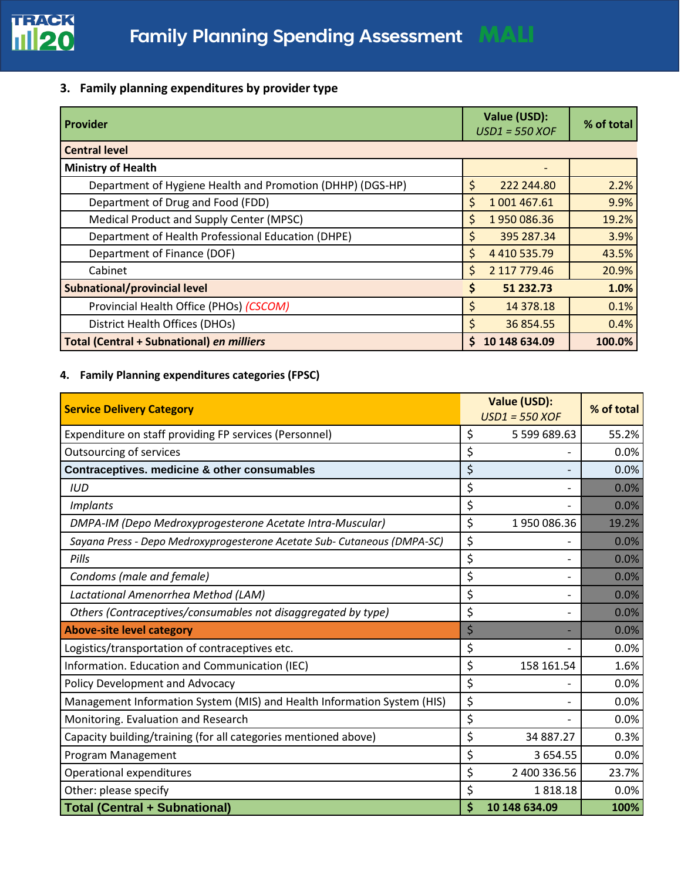### 3. Family planning expenditures by provider type

| Provider | Value (USD): *USD1 = 550 XOF* | % of total |
|---|---|---|
| **Central level** | | |
| **Ministry of Health** | - | |
| Department of Hygiene Health and Promotion (DHHP) (DGS-HP) | $ 222 244.80 | 2.2% |
| Department of Drug and Food (FDD) | $ 1 001 467.61 | 9.9% |
| Medical Product and Supply Center (MPSC) | $ 1 950 086.36 | 19.2% |
| Department of Health Professional Education (DHPE) | $ 395 287.34 | 3.9% |
| Department of Finance (DOF) | $ 4 410 535.79 | 43.5% |
| Cabinet | $ 2 117 779.46 | 20.9% |
| **Subnational/provincial level** | **$ 51 232.73** | **1.0%** |
| Provincial Health Office (PHOs) *(CSCOM)* | $ 14 378.18 | 0.1% |
| District Health Offices (DHOs) | $ 36 854.55 | 0.4% |
| **Total (Central + Subnational) *en milliers*** | **$ 10 148 634.09** | **100.0%** |

### 4. Family Planning expenditures categories (FPSC)

| Service Delivery Category | Value (USD): *USD1 = 550 XOF* | % of total |
|---|---|---|
| Expenditure on staff providing FP services (Personnel) | $ 5 599 689.63 | 55.2% |
| Outsourcing of services | $ - | 0.0% |
| **Contraceptives. medicine & other consumables** | $ - | 0.0% |
| *IUD* | $ - | 0.0% |
| *Implants* | $ - | 0.0% |
| *DMPA-IM (Depo Medroxyprogesterone Acetate Intra-Muscular)* | $ 1 950 086.36 | 19.2% |
| *Sayana Press - Depo Medroxyprogesterone Acetate Sub- Cutaneous (DMPA-SC)* | $ - | 0.0% |
| *Pills* | $ - | 0.0% |
| *Condoms (male and female)* | $ - | 0.0% |
| *Lactational Amenorrhea Method (LAM)* | $ - | 0.0% |
| *Others (Contraceptives/consumables not disaggregated by type)* | $ - | 0.0% |
| **Above-site level category** | $ - | 0.0% |
| Logistics/transportation of contraceptives etc. | $ - | 0.0% |
| Information. Education and Communication (IEC) | $ 158 161.54 | 1.6% |
| Policy Development and Advocacy | $ - | 0.0% |
| Management Information System (MIS) and Health Information System (HIS) | $ - | 0.0% |
| Monitoring. Evaluation and Research | $ - | 0.0% |
| Capacity building/training (for all categories mentioned above) | $ 34 887.27 | 0.3% |
| Program Management | $ 3 654.55 | 0.0% |
| Operational expenditures | $ 2 400 336.56 | 23.7% |
| Other: please specify | $ 1 818.18 | 0.0% |
| **Total (Central + Subnational)** | **$ 10 148 634.09** | **100%** |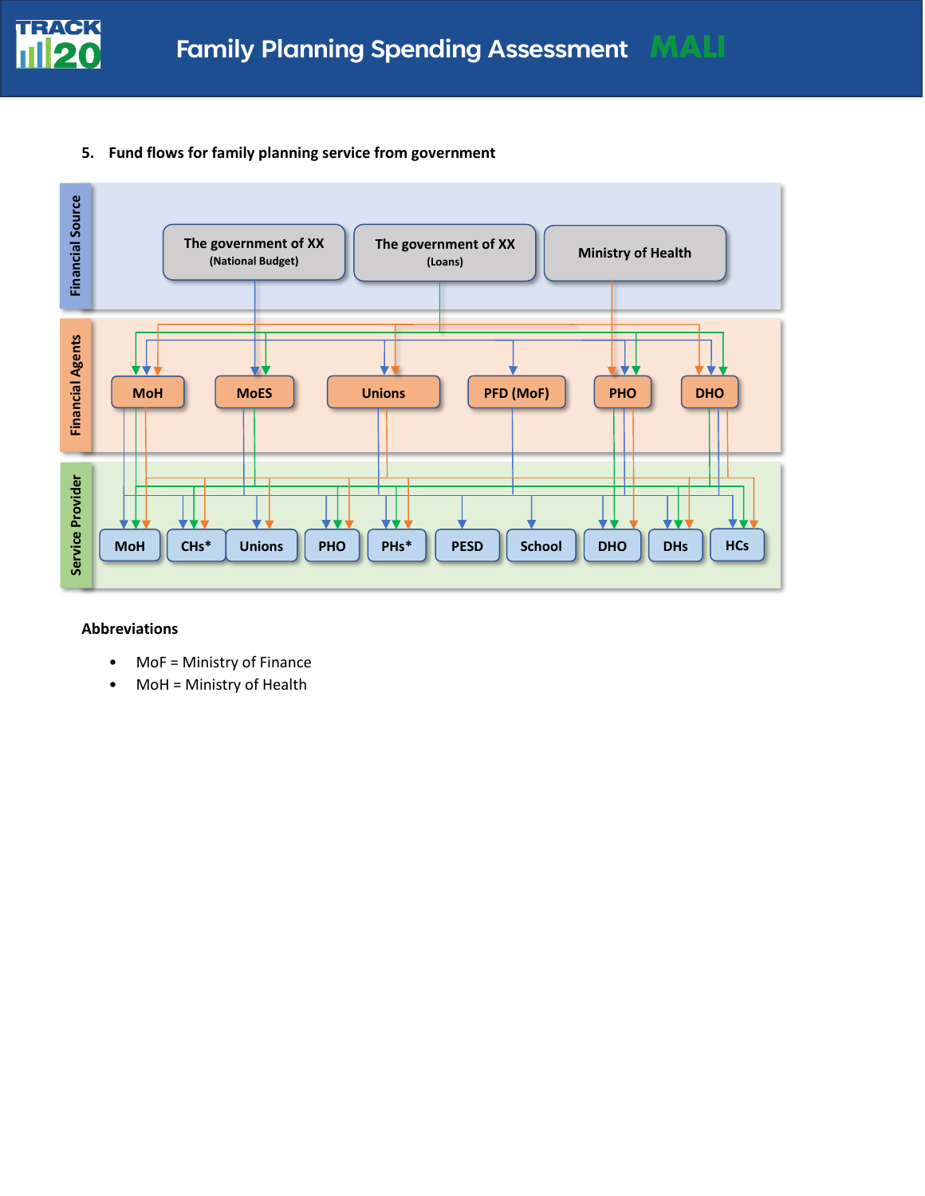5. **Fund flows for family planning service from government**

Financial Source

The government of XX (National Budget)

The government of XX (Loans)

Ministry of Health

Financial Agents

MoH

MoES

Unions

PFD (MoF)

PHO

DHO

Service Provider

MoH

CHs*

Unions

PHO

PHs*

PESD

School

DHO

DHs

HCs

**Abbreviations**

- MoF = Ministry of Finance
- MoH = Ministry of Health